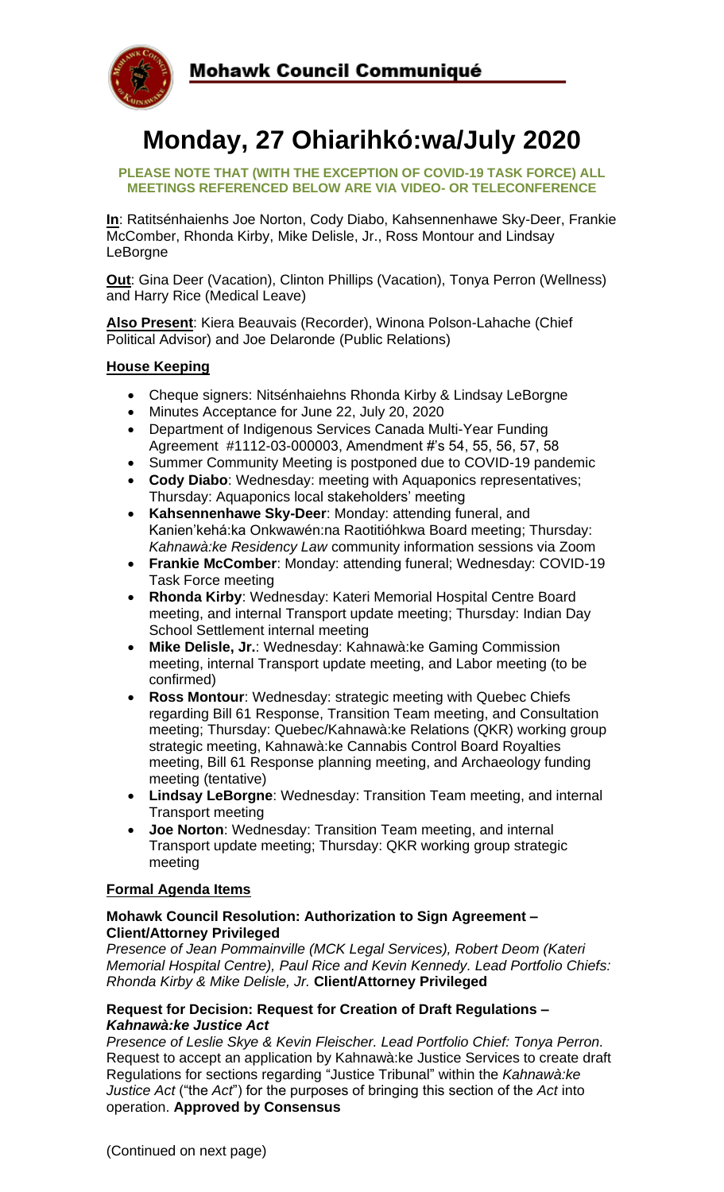# Mohawk Council Communiqué

# Monday, 27 Ohiarihkó:wa/July 2020

**PLEASE NOTE THAT (WITH THE EXCEPTION OF COVID-19 TASK FORCE) ALL MEETINGS REFERENCED BELOW ARE VIA VIDEO- OR TELECONFERENCE**

**In**: Ratitsénhaienhs Joe Norton, Cody Diabo, Kahsennenhawe Sky-Deer, Frankie McComber, Rhonda Kirby, Mike Delisle, Jr., Ross Montour and Lindsay LeBorgne

**Out**: Gina Deer (Vacation), Clinton Phillips (Vacation), Tonya Perron (Wellness) and Harry Rice (Medical Leave)

**Also Present**: Kiera Beauvais (Recorder), Winona Polson-Lahache (Chief Political Advisor) and Joe Delaronde (Public Relations)

## House Keeping

- Cheque signers: Nitsénhaiehns Rhonda Kirby & Lindsay LeBorgne
- Minutes Acceptance for June 22, July 20, 2020
- Department of Indigenous Services Canada Multi-Year Funding Agreement #1112-03-000003, Amendment #'s 54, 55, 56, 57, 58
- Summer Community Meeting is postponed due to COVID-19 pandemic
- **Cody Diabo**: Wednesday: meeting with Aquaponics representatives; Thursday: Aquaponics local stakeholders' meeting
- **Kahsennenhawe Sky-Deer**: Monday: attending funeral, and Kanien'kehá:ka Onkwawén:na Raotitióhkwa Board meeting; Thursday: *Kahnawà:ke Residency Law* community information sessions via Zoom
- **Frankie McComber**: Monday: attending funeral; Wednesday: COVID-19 Task Force meeting
- **Rhonda Kirby**: Wednesday: Kateri Memorial Hospital Centre Board meeting, and internal Transport update meeting; Thursday: Indian Day School Settlement internal meeting
- **Mike Delisle, Jr.**: Wednesday: Kahnawà:ke Gaming Commission meeting, internal Transport update meeting, and Labor meeting (to be confirmed)
- **Ross Montour**: Wednesday: strategic meeting with Quebec Chiefs regarding Bill 61 Response, Transition Team meeting, and Consultation meeting; Thursday: Quebec/Kahnawà:ke Relations (QKR) working group strategic meeting, Kahnawà:ke Cannabis Control Board Royalties meeting, Bill 61 Response planning meeting, and Archaeology funding meeting (tentative)
- **Lindsay LeBorgne**: Wednesday: Transition Team meeting, and internal Transport meeting
- **Joe Norton**: Wednesday: Transition Team meeting, and internal Transport update meeting; Thursday: QKR working group strategic meeting

## Formal Agenda Items

### Mohawk Council Resolution: Authorization to Sign Agreement – Client/Attorney Privileged

*Presence of Jean Pommainville (MCK Legal Services), Robert Deom (Kateri Memorial Hospital Centre), Paul Rice and Kevin Kennedy. Lead Portfolio Chiefs: Rhonda Kirby & Mike Delisle, Jr.* **Client/Attorney Privileged**

### Request for Decision: Request for Creation of Draft Regulations – *Kahnawà:ke Justice Act*

*Presence of Leslie Skye & Kevin Fleischer. Lead Portfolio Chief: Tonya Perron.* Request to accept an application by Kahnawà:ke Justice Services to create draft Regulations for sections regarding "Justice Tribunal" within the *Kahnawà:ke Justice Act* ("the *Act*") for the purposes of bringing this section of the *Act* into operation. **Approved by Consensus**

(Continued on next page)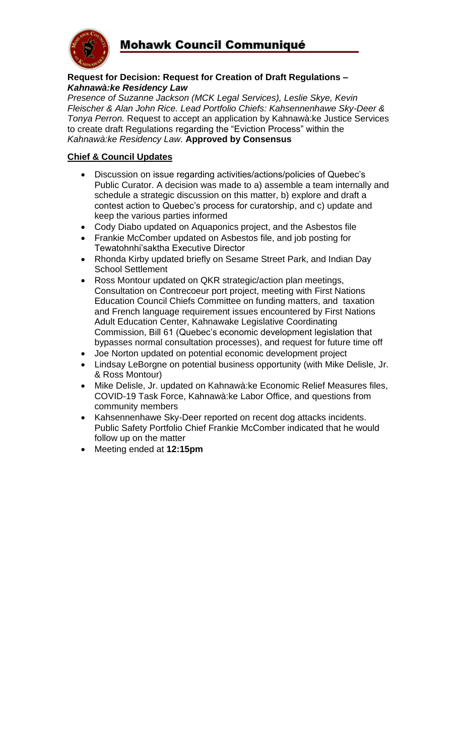**Request for Decision: Request for Creation of Draft Regulations – *Kahnawà:ke Residency Law***

*Presence of Suzanne Jackson (MCK Legal Services), Leslie Skye, Kevin Fleischer & Alan John Rice. Lead Portfolio Chiefs: Kahsennenhawe Sky-Deer & Tonya Perron.* Request to accept an application by Kahnawà:ke Justice Services to create draft Regulations regarding the "Eviction Process" within the *Kahnawà:ke Residency Law.* **Approved by Consensus**

**Chief & Council Updates**

- Discussion on issue regarding activities/actions/policies of Quebec's Public Curator. A decision was made to a) assemble a team internally and schedule a strategic discussion on this matter, b) explore and draft a contest action to Quebec's process for curatorship, and c) update and keep the various parties informed
- Cody Diabo updated on Aquaponics project, and the Asbestos file
- Frankie McComber updated on Asbestos file, and job posting for Tewatohnhi'saktha Executive Director
- Rhonda Kirby updated briefly on Sesame Street Park, and Indian Day School Settlement
- Ross Montour updated on QKR strategic/action plan meetings, Consultation on Contrecoeur port project, meeting with First Nations Education Council Chiefs Committee on funding matters, and taxation and French language requirement issues encountered by First Nations Adult Education Center, Kahnawake Legislative Coordinating Commission, Bill 61 (Quebec's economic development legislation that bypasses normal consultation processes), and request for future time off
- Joe Norton updated on potential economic development project
- Lindsay LeBorgne on potential business opportunity (with Mike Delisle, Jr. & Ross Montour)
- Mike Delisle, Jr. updated on Kahnawà:ke Economic Relief Measures files, COVID-19 Task Force, Kahnawà:ke Labor Office, and questions from community members
- Kahsennenhawe Sky-Deer reported on recent dog attacks incidents. Public Safety Portfolio Chief Frankie McComber indicated that he would follow up on the matter
- Meeting ended at **12:15pm**